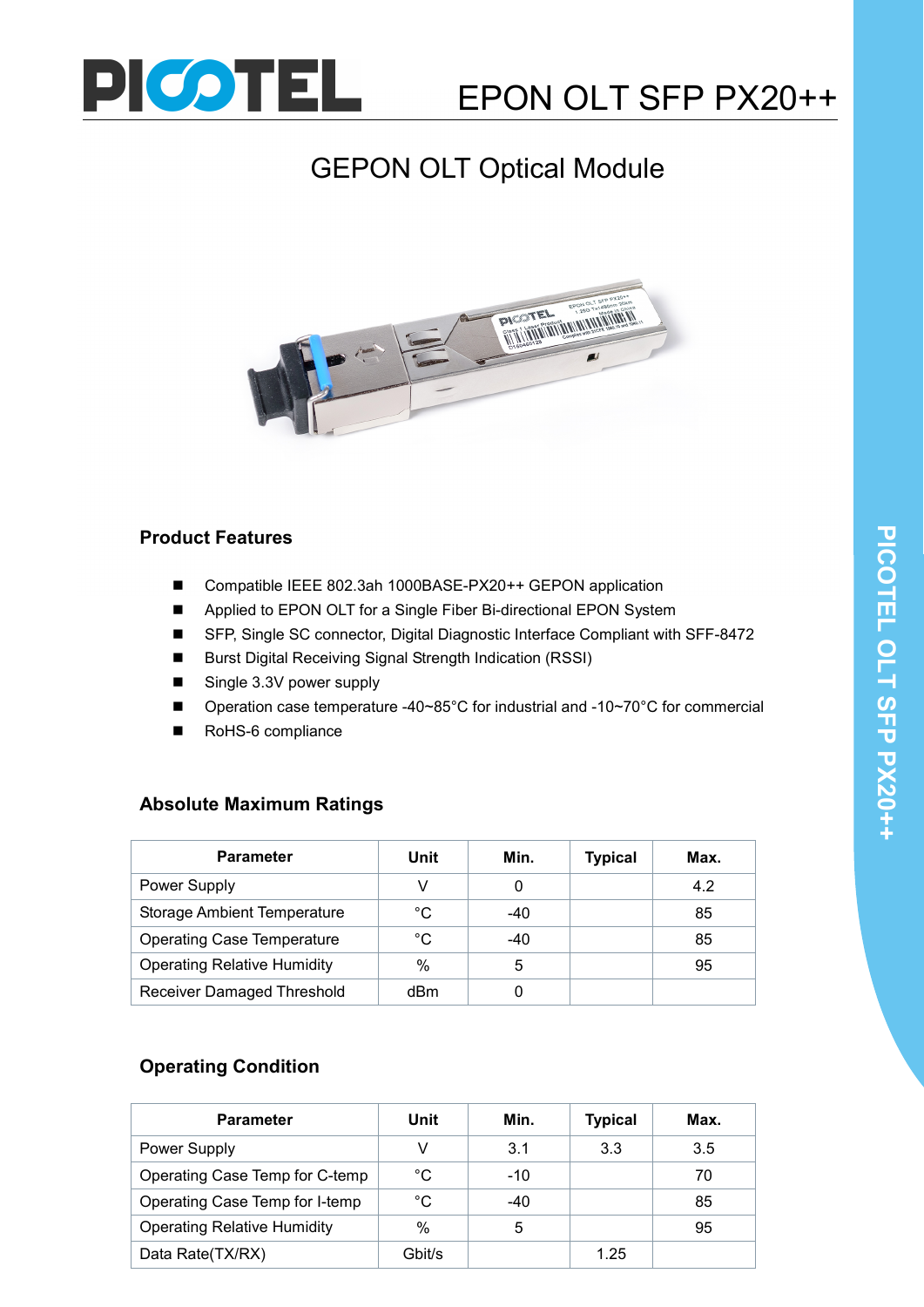# EPON OLT SFP PX20++

## GEPON OLT Optical Module

### Product Features

- Compatible IEEE 802.3ah 1000BASE-PX20++ GEPON application
- Applied to EPON OLT for a Single Fiber Bi-directional EPON System
- SFP, Single SC connector, Digital Diagnostic Interface Compliant with SFF-8472
- Burst Digital Receiving Signal Strength Indication (RSSI)
- Single 3.3V power supply
- Operation case temperature -40~85°C for industrial and -10~70°C for commercial
- RoHS-6 compliance

### Absolute Maximum Ratings

| Parameter | Unit | Min. | Typical | Max. |
|---|---|---|---|---|
| Power Supply | V | 0 | | 4.2 |
| Storage Ambient Temperature | °C | -40 | | 85 |
| Operating Case Temperature | °C | -40 | | 85 |
| Operating Relative Humidity | % | 5 | | 95 |
| Receiver Damaged Threshold | dBm | 0 | | |

### Operating Condition

| Parameter | Unit | Min. | Typical | Max. |
|---|---|---|---|---|
| Power Supply | V | 3.1 | 3.3 | 3.5 |
| Operating Case Temp for C-temp | °C | -10 | | 70 |
| Operating Case Temp for I-temp | °C | -40 | | 85 |
| Operating Relative Humidity | % | 5 | | 95 |
| Data Rate(TX/RX) | Gbit/s | | 1.25 | |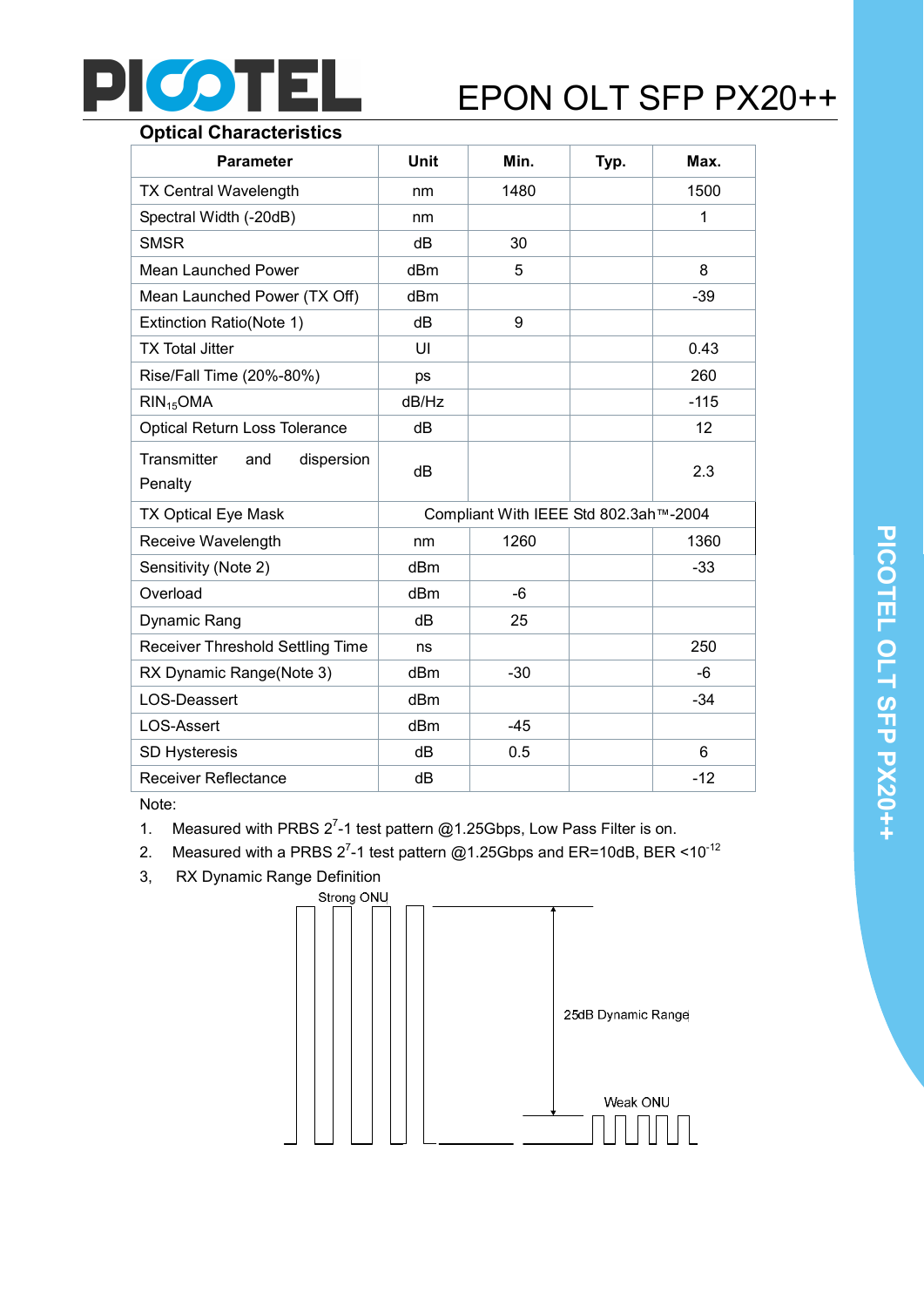## Optical Characteristics

| Parameter | Unit | Min. | Typ. | Max. |
|---|---|---|---|---|
| TX Central Wavelength | nm | 1480 | | 1500 |
| Spectral Width (-20dB) | nm | | | 1 |
| SMSR | dB | 30 | | |
| Mean Launched Power | dBm | 5 | | 8 |
| Mean Launched Power (TX Off) | dBm | | | -39 |
| Extinction Ratio(Note 1) | dB | 9 | | |
| TX Total Jitter | UI | | | 0.43 |
| Rise/Fall Time (20%-80%) | ps | | | 260 |
| $RIN_{15}OMA$ | dB/Hz | | | -115 |
| Optical Return Loss Tolerance | dB | | | 12 |
| Transmitter and dispersion Penalty | dB | | | 2.3 |
| TX Optical Eye Mask | Compliant With IEEE Std 802.3ah™-2004 | | | |
| Receive Wavelength | nm | 1260 | | 1360 |
| Sensitivity (Note 2) | dBm | | | -33 |
| Overload | dBm | -6 | | |
| Dynamic Rang | dB | 25 | | |
| Receiver Threshold Settling Time | ns | | | 250 |
| RX Dynamic Range(Note 3) | dBm | -30 | | -6 |
| LOS-Deassert | dBm | | | -34 |
| LOS-Assert | dBm | -45 | | |
| SD Hysteresis | dB | 0.5 | | 6 |
| Receiver Reflectance | dB | | | -12 |

Note:

1. Measured with PRBS $2^7$-1 test pattern @1.25Gbps, Low Pass Filter is on.
2. Measured with a PRBS $2^7$-1 test pattern @1.25Gbps and ER=10dB, BER <$10^{-12}$
3. RX Dynamic Range Definition

Strong ONU

25dB Dynamic Range

Weak ONU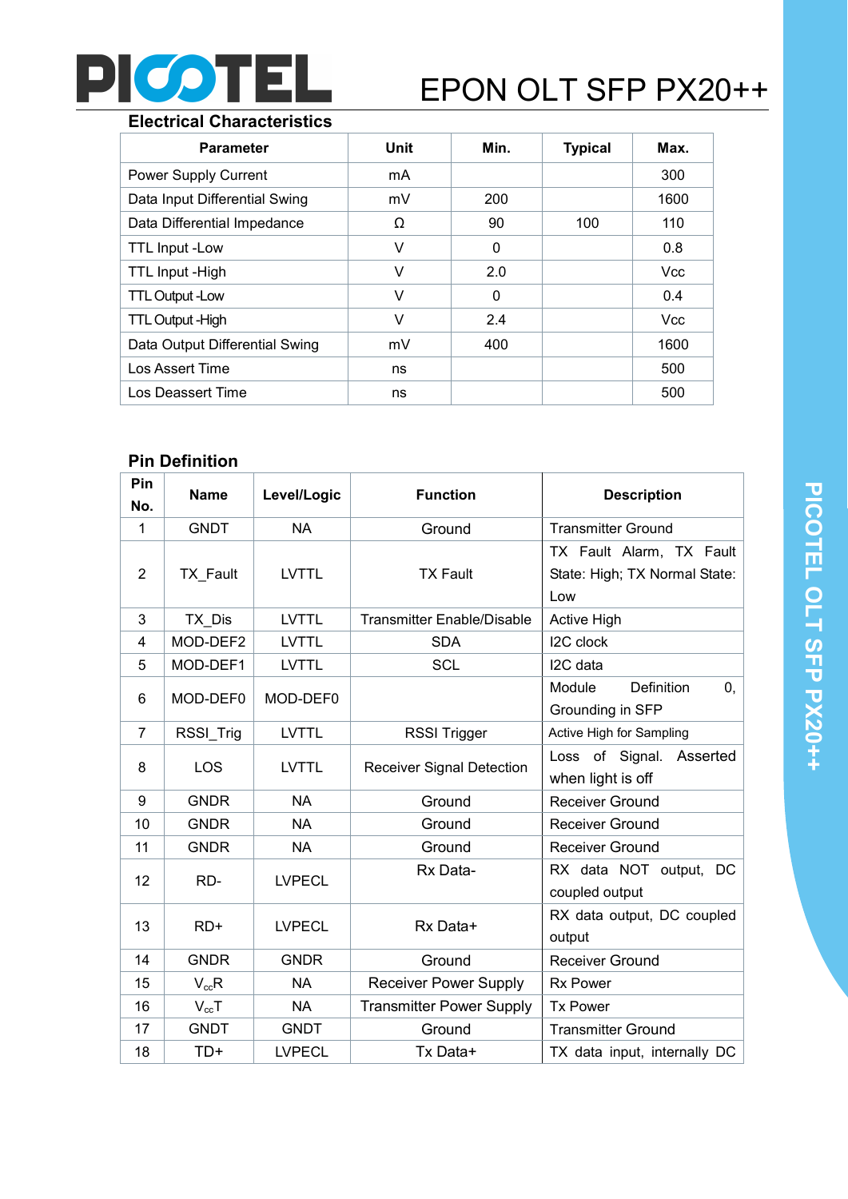## Electrical Characteristics

| Parameter | Unit | Min. | Typical | Max. |
|---|---|---|---|---|
| Power Supply Current | mA | | | 300 |
| Data Input Differential Swing | mV | 200 | | 1600 |
| Data Differential Impedance | Ω | 90 | 100 | 110 |
| TTL Input -Low | V | 0 | | 0.8 |
| TTL Input -High | V | 2.0 | | Vcc |
| TTL Output -Low | V | 0 | | 0.4 |
| TTL Output -High | V | 2.4 | | Vcc |
| Data Output Differential Swing | mV | 400 | | 1600 |
| Los Assert Time | ns | | | 500 |
| Los Deassert Time | ns | | | 500 |

## Pin Definition

| Pin No. | Name | Level/Logic | Function | Description |
|---|---|---|---|---|
| 1 | GNDT | NA | Ground | Transmitter Ground |
| 2 | TX_Fault | LVTTL | TX Fault | TX Fault Alarm, TX Fault State: High; TX Normal State: Low |
| 3 | TX_Dis | LVTTL | Transmitter Enable/Disable | Active High |
| 4 | MOD-DEF2 | LVTTL | SDA | I2C clock |
| 5 | MOD-DEF1 | LVTTL | SCL | I2C data |
| 6 | MOD-DEF0 | MOD-DEF0 | | Module Definition 0, Grounding in SFP |
| 7 | RSSI_Trig | LVTTL | RSSI Trigger | Active High for Sampling |
| 8 | LOS | LVTTL | Receiver Signal Detection | Loss of Signal. Asserted when light is off |
| 9 | GNDR | NA | Ground | Receiver Ground |
| 10 | GNDR | NA | Ground | Receiver Ground |
| 11 | GNDR | NA | Ground | Receiver Ground |
| 12 | RD- | LVPECL | Rx Data- | RX data NOT output, DC coupled output |
| 13 | RD+ | LVPECL | Rx Data+ | RX data output, DC coupled output |
| 14 | GNDR | GNDR | Ground | Receiver Ground |
| 15 | $V_{cc}R$ | NA | Receiver Power Supply | Rx Power |
| 16 | $V_{cc}T$ | NA | Transmitter Power Supply | Tx Power |
| 17 | GNDT | GNDT | Ground | Transmitter Ground |
| 18 | TD+ | LVPECL | Tx Data+ | TX data input, internally DC |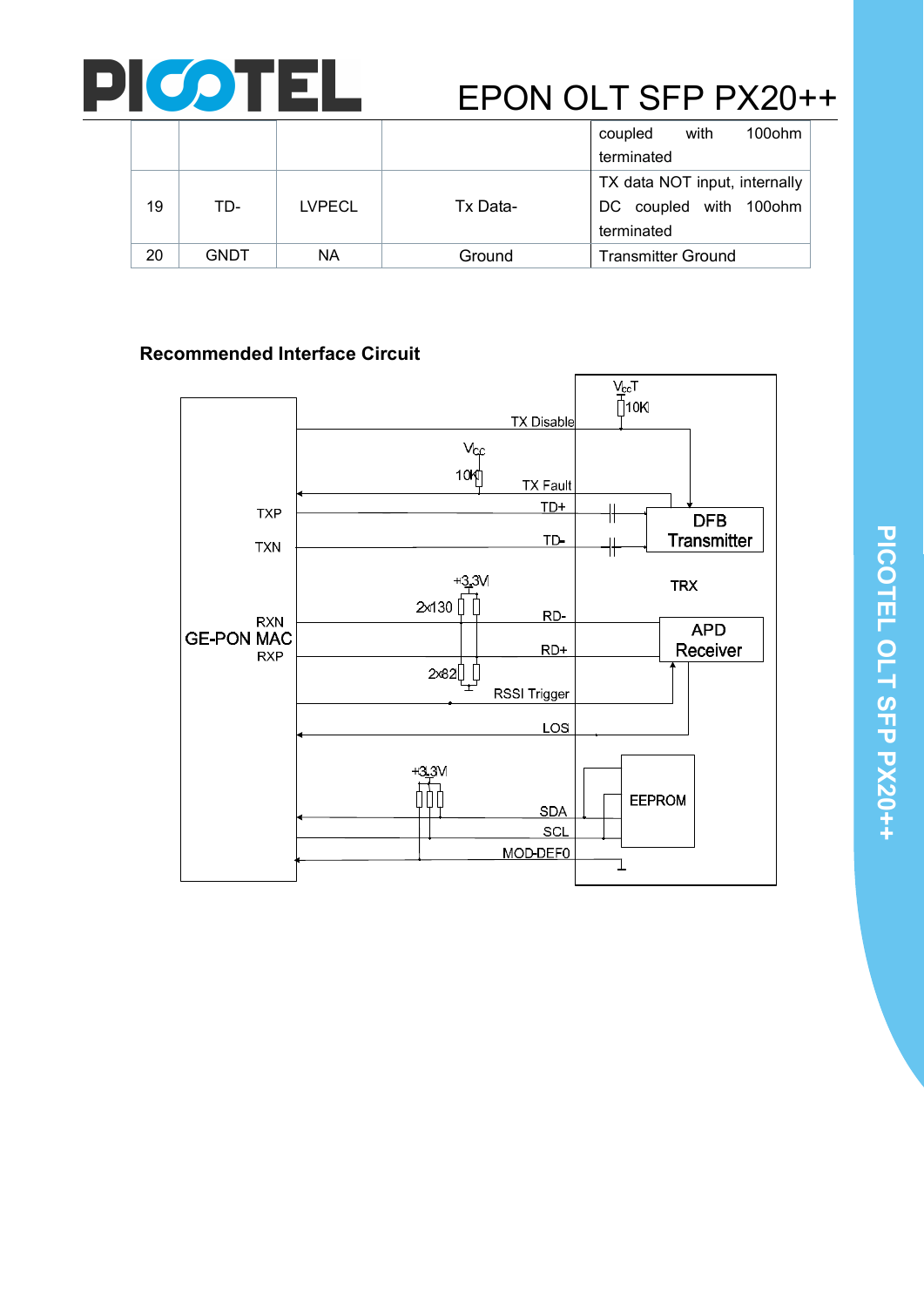| | | | | coupled with 100ohm terminated |
|---|---|---|---|---|
| 19 | TD- | LVPECL | Tx Data- | TX data NOT input, internally DC coupled with 100ohm terminated |
| 20 | GNDT | NA | Ground | Transmitter Ground |

**Recommended Interface Circuit**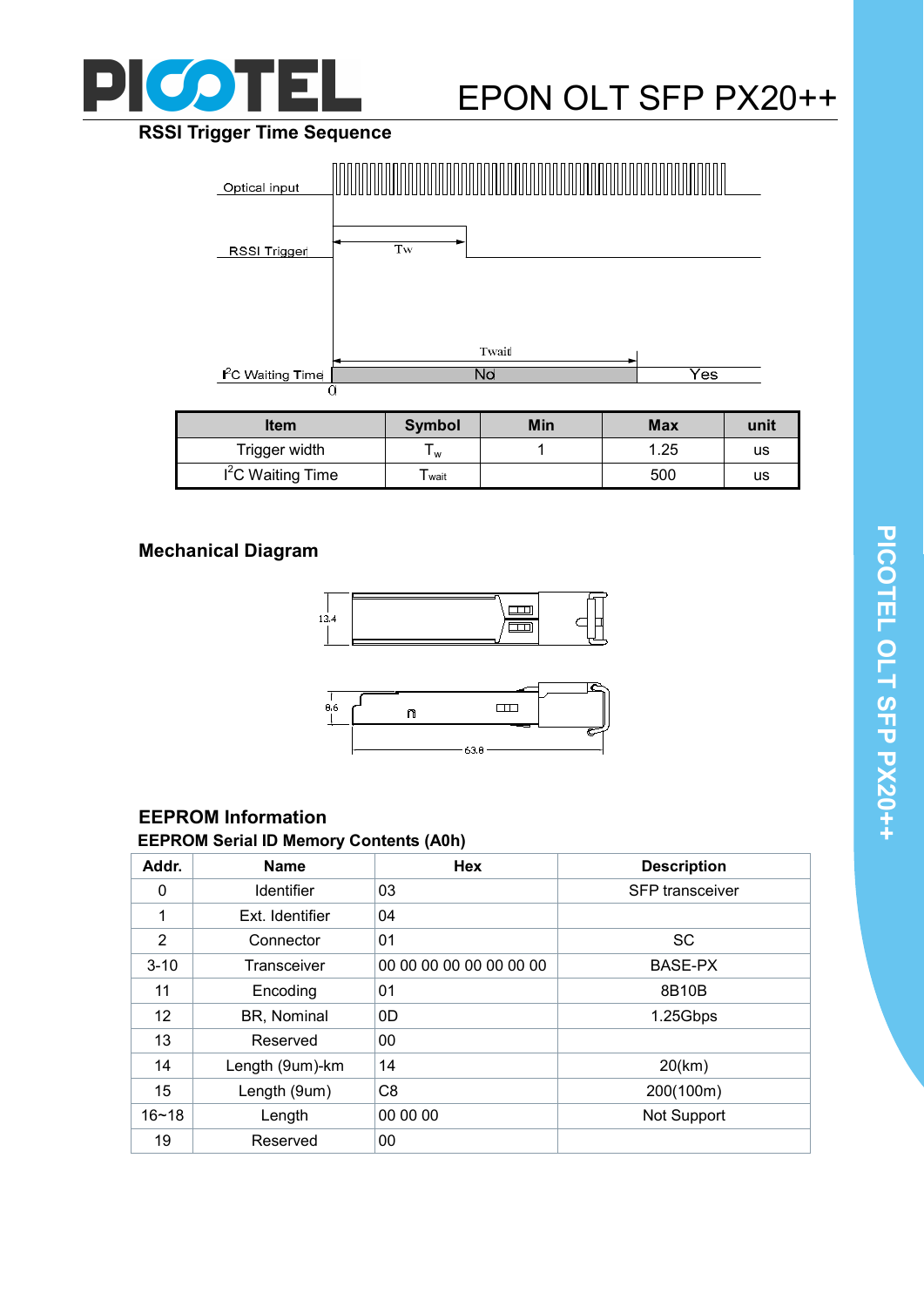## RSSI Trigger Time Sequence

| Item | Symbol | Min | Max | unit |
|---|---|---|---|---|
| Trigger width | $T_w$ | 1 | 1.25 | us |
| $I^2C$ Waiting Time | $T_{wait}$ | | 500 | us |

## Mechanical Diagram

## EEPROM Information

### EEPROM Serial ID Memory Contents (A0h)

| Addr. | Name | Hex | Description |
|---|---|---|---|
| 0 | Identifier | 03 | SFP transceiver |
| 1 | Ext. Identifier | 04 | |
| 2 | Connector | 01 | SC |
| 3-10 | Transceiver | 00 00 00 00 00 00 00 00 | BASE-PX |
| 11 | Encoding | 01 | 8B10B |
| 12 | BR, Nominal | 0D | 1.25Gbps |
| 13 | Reserved | 00 | |
| 14 | Length (9um)-km | 14 | 20(km) |
| 15 | Length (9um) | C8 | 200(100m) |
| 16~18 | Length | 00 00 00 | Not Support |
| 19 | Reserved | 00 | |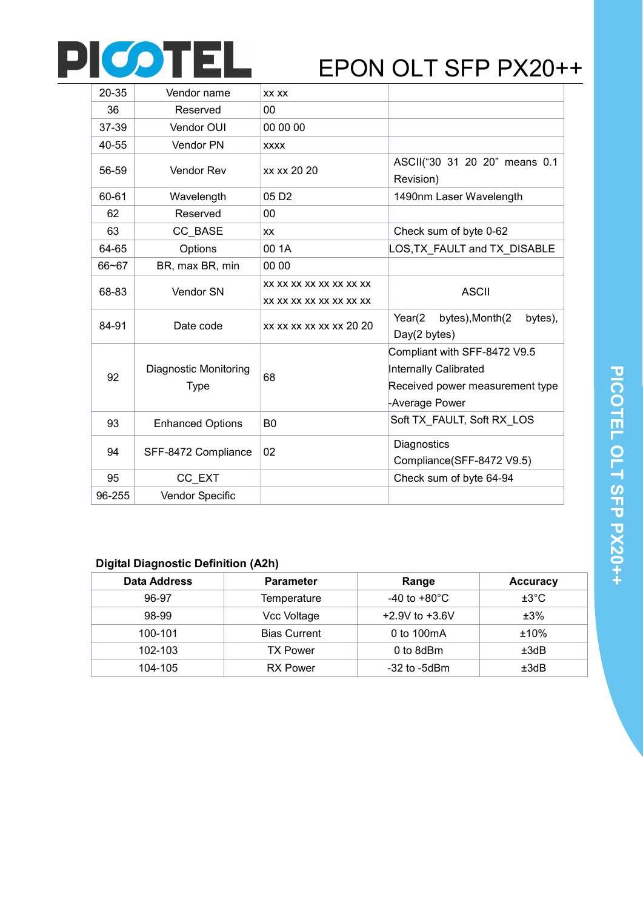| | | | |
|---|---|---|---|
| 20-35 | Vendor name | xx xx | |
| 36 | Reserved | 00 | |
| 37-39 | Vendor OUI | 00 00 00 | |
| 40-55 | Vendor PN | xxxx | |
| 56-59 | Vendor Rev | xx xx 20 20 | ASCII("30 31 20 20" means 0.1 Revision) |
| 60-61 | Wavelength | 05 D2 | 1490nm Laser Wavelength |
| 62 | Reserved | 00 | |
| 63 | CC_BASE | xx | Check sum of byte 0-62 |
| 64-65 | Options | 00 1A | LOS,TX_FAULT and TX_DISABLE |
| 66~67 | BR, max BR, min | 00 00 | |
| 68-83 | Vendor SN | xx xx xx xx xx xx xx xx xx xx xx xx xx xx xx xx | ASCII |
| 84-91 | Date code | xx xx xx xx xx xx 20 20 | Year(2 bytes),Month(2 bytes), Day(2 bytes) |
| 92 | Diagnostic Monitoring Type | 68 | Compliant with SFF-8472 V9.5 Internally Calibrated Received power measurement type -Average Power |
| 93 | Enhanced Options | B0 | Soft TX_FAULT, Soft RX_LOS |
| 94 | SFF-8472 Compliance | 02 | Diagnostics Compliance(SFF-8472 V9.5) |
| 95 | CC_EXT | | Check sum of byte 64-94 |
| 96-255 | Vendor Specific | | |

**Digital Diagnostic Definition (A2h)**

| Data Address | Parameter | Range | Accuracy |
|---|---|---|---|
| 96-97 | Temperature | -40 to +80°C | ±3°C |
| 98-99 | Vcc Voltage | +2.9V to +3.6V | ±3% |
| 100-101 | Bias Current | 0 to 100mA | ±10% |
| 102-103 | TX Power | 0 to 8dBm | ±3dB |
| 104-105 | RX Power | -32 to -5dBm | ±3dB |